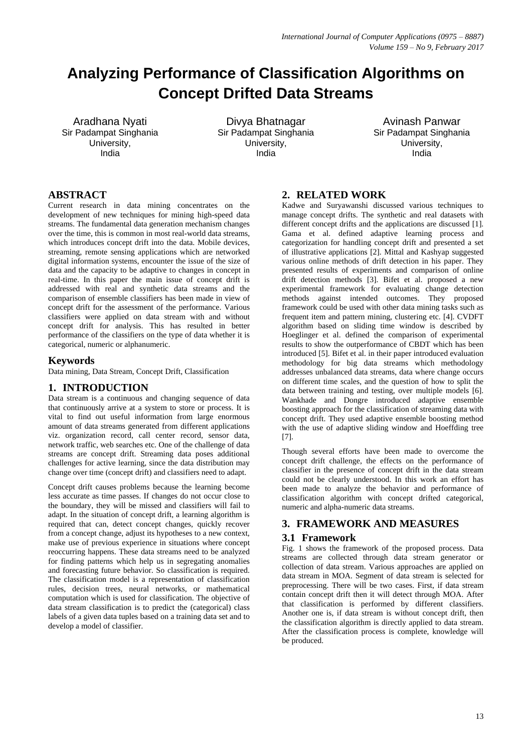# Analyzing Performance of Classification Algorithms on Concept Drifted Data Streams

Aradhana Nyati
Sir Padampat Singhania University,
India

Divya Bhatnagar
Sir Padampat Singhania University,
India

Avinash Panwar
Sir Padampat Singhania University,
India

## ABSTRACT

Current research in data mining concentrates on the development of new techniques for mining high-speed data streams. The fundamental data generation mechanism changes over the time, this is common in most real-world data streams, which introduces concept drift into the data. Mobile devices, streaming, remote sensing applications which are networked digital information systems, encounter the issue of the size of data and the capacity to be adaptive to changes in concept in real-time. In this paper the main issue of concept drift is addressed with real and synthetic data streams and the comparison of ensemble classifiers has been made in view of concept drift for the assessment of the performance. Various classifiers were applied on data stream with and without concept drift for analysis. This has resulted in better performance of the classifiers on the type of data whether it is categorical, numeric or alphanumeric.

## Keywords

Data mining, Data Stream, Concept Drift, Classification

## 1. INTRODUCTION

Data stream is a continuous and changing sequence of data that continuously arrive at a system to store or process. It is vital to find out useful information from large enormous amount of data streams generated from different applications viz. organization record, call center record, sensor data, network traffic, web searches etc. One of the challenge of data streams are concept drift. Streaming data poses additional challenges for active learning, since the data distribution may change over time (concept drift) and classifiers need to adapt.

Concept drift causes problems because the learning become less accurate as time passes. If changes do not occur close to the boundary, they will be missed and classifiers will fail to adapt. In the situation of concept drift, a learning algorithm is required that can, detect concept changes, quickly recover from a concept change, adjust its hypotheses to a new context, make use of previous experience in situations where concept reoccurring happens. These data streams need to be analyzed for finding patterns which help us in segregating anomalies and forecasting future behavior. So classification is required. The classification model is a representation of classification rules, decision trees, neural networks, or mathematical computation which is used for classification. The objective of data stream classification is to predict the (categorical) class labels of a given data tuples based on a training data set and to develop a model of classifier.

## 2. RELATED WORK

Kadwe and Suryawanshi discussed various techniques to manage concept drifts. The synthetic and real datasets with different concept drifts and the applications are discussed [1]. Gama et al. defined adaptive learning process and categorization for handling concept drift and presented a set of illustrative applications [2]. Mittal and Kashyap suggested various online methods of drift detection in his paper. They presented results of experiments and comparison of online drift detection methods [3]. Bifet et al. proposed a new experimental framework for evaluating change detection methods against intended outcomes. They proposed framework could be used with other data mining tasks such as frequent item and pattern mining, clustering etc. [4]. CVDFT algorithm based on sliding time window is described by Hoeglinger et al. defined the comparison of experimental results to show the outperformance of CBDT which has been introduced [5]. Bifet et al. in their paper introduced evaluation methodology for big data streams which methodology addresses unbalanced data streams, data where change occurs on different time scales, and the question of how to split the data between training and testing, over multiple models [6]. Wankhade and Dongre introduced adaptive ensemble boosting approach for the classification of streaming data with concept drift. They used adaptive ensemble boosting method with the use of adaptive sliding window and Hoeffding tree [7].

Though several efforts have been made to overcome the concept drift challenge, the effects on the performance of classifier in the presence of concept drift in the data stream could not be clearly understood. In this work an effort has been made to analyze the behavior and performance of classification algorithm with concept drifted categorical, numeric and alpha-numeric data streams.

## 3. FRAMEWORK AND MEASURES

### 3.1 Framework

Fig. 1 shows the framework of the proposed process. Data streams are collected through data stream generator or collection of data stream. Various approaches are applied on data stream in MOA. Segment of data stream is selected for preprocessing. There will be two cases. First, if data stream contain concept drift then it will detect through MOA. After that classification is performed by different classifiers. Another one is, if data stream is without concept drift, then the classification algorithm is directly applied to data stream. After the classification process is complete, knowledge will be produced.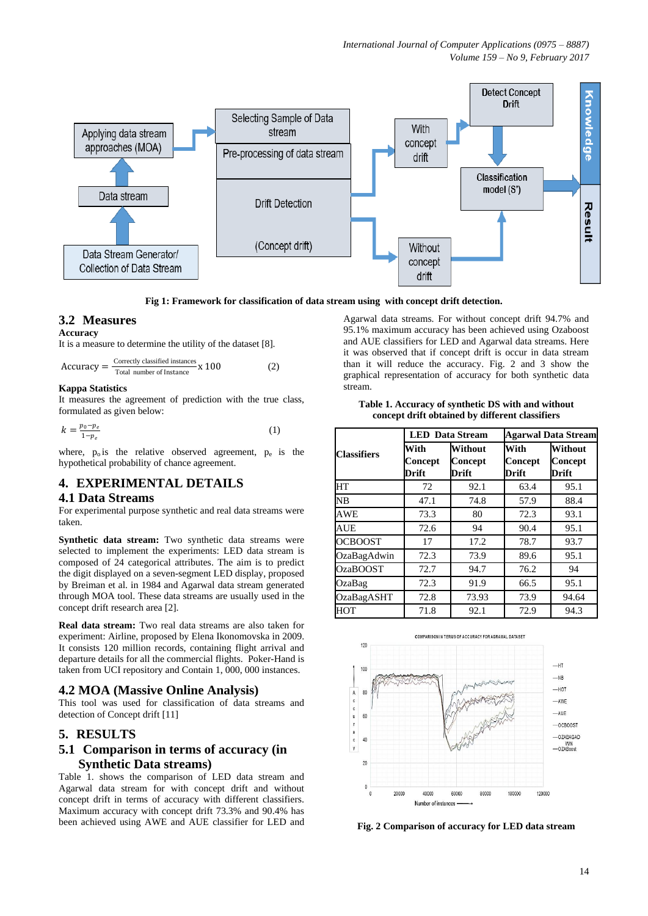Fig 1: Framework for classification of data stream using with concept drift detection.

## 3.2 Measures

**Accuracy**

It is a measure to determine the utility of the dataset [8].

$$\text{Accuracy} = \frac{\text{Correctly classified instances}}{\text{Total number of Instance}} \times 100 \quad (2)$$

**Kappa Statistics**

It measures the agreement of prediction with the true class, formulated as given below:

$$k = \frac{p_0 - p_e}{1 - p_e} \quad (1)$$

where, $p_o$ is the relative observed agreement, $p_e$ is the hypothetical probability of chance agreement.

# 4. EXPERIMENTAL DETAILS

## 4.1 Data Streams

For experimental purpose synthetic and real data streams were taken.

**Synthetic data stream:** Two synthetic data streams were selected to implement the experiments: LED data stream is composed of 24 categorical attributes. The aim is to predict the digit displayed on a seven-segment LED display, proposed by Breiman et al. in 1984 and Agarwal data stream generated through MOA tool. These data streams are usually used in the concept drift research area [2].

**Real data stream:** Two real data streams are also taken for experiment: Airline, proposed by Elena Ikonomovska in 2009. It consists 120 million records, containing flight arrival and departure details for all the commercial flights. Poker-Hand is taken from UCI repository and Contain 1, 000, 000 instances.

## 4.2 MOA (Massive Online Analysis)

This tool was used for classification of data streams and detection of Concept drift [11]

# 5. RESULTS

## 5.1 Comparison in terms of accuracy (in Synthetic Data streams)

Table 1. shows the comparison of LED data stream and Agarwal data stream for with concept drift and without concept drift in terms of accuracy with different classifiers. Maximum accuracy with concept drift 73.3% and 90.4% has been achieved using AWE and AUE classifier for LED and Agarwal data streams. For without concept drift 94.7% and 95.1% maximum accuracy has been achieved using Ozaboost and AUE classifiers for LED and Agarwal data streams. Here it was observed that if concept drift is occur in data stream than it will reduce the accuracy. Fig. 2 and 3 show the graphical representation of accuracy for both synthetic data stream.

**Table 1. Accuracy of synthetic DS with and without concept drift obtained by different classifiers**

| Classifiers | LED Data Stream | | Agarwal Data Stream | |
|---|---|---|---|---|
| | With Concept Drift | Without Concept Drift | With Concept Drift | Without Concept Drift |
| HT | 72 | 92.1 | 63.4 | 95.1 |
| NB | 47.1 | 74.8 | 57.9 | 88.4 |
| AWE | 73.3 | 80 | 72.3 | 93.1 |
| AUE | 72.6 | 94 | 90.4 | 95.1 |
| OCBOOST | 17 | 17.2 | 78.7 | 93.7 |
| OzaBagAdwin | 72.3 | 73.9 | 89.6 | 95.1 |
| OzaBOOST | 72.7 | 94.7 | 76.2 | 94 |
| OzaBag | 72.3 | 91.9 | 66.5 | 95.1 |
| OzaBagASHT | 72.8 | 73.93 | 73.9 | 94.64 |
| HOT | 71.8 | 92.1 | 72.9 | 94.3 |

Fig. 2 Comparison of accuracy for LED data stream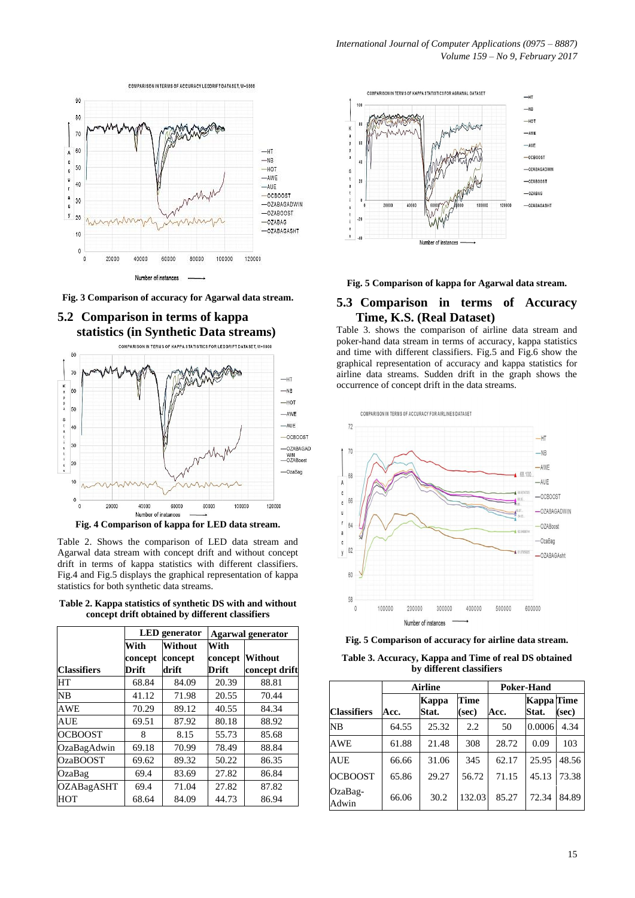Fig. 3 Comparison of accuracy for Agarwal data stream.

## 5.2 Comparison in terms of kappa statistics (in Synthetic Data streams)

Fig. 4 Comparison of kappa for LED data stream.

Table 2. Shows the comparison of LED data stream and Agarwal data stream with concept drift and without concept drift in terms of kappa statistics with different classifiers. Fig.4 and Fig.5 displays the graphical representation of kappa statistics for both synthetic data streams.

**Table 2. Kappa statistics of synthetic DS with and without concept drift obtained by different classifiers**

| | LED generator | | Agarwal generator | |
|---|---|---|---|---|
| Classifiers | With concept Drift | Without concept drift | With concept Drift | Without concept drift |
| HT | 68.84 | 84.09 | 20.39 | 88.81 |
| NB | 41.12 | 71.98 | 20.55 | 70.44 |
| AWE | 70.29 | 89.12 | 40.55 | 84.34 |
| AUE | 69.51 | 87.92 | 80.18 | 88.92 |
| OCBOOST | 8 | 8.15 | 55.73 | 85.68 |
| OzaBagAdwin | 69.18 | 70.99 | 78.49 | 88.84 |
| OzaBOOST | 69.62 | 89.32 | 50.22 | 86.35 |
| OzaBag | 69.4 | 83.69 | 27.82 | 86.84 |
| OZABagASHT | 69.4 | 71.04 | 27.82 | 87.82 |
| HOT | 68.64 | 84.09 | 44.73 | 86.94 |

Fig. 5 Comparison of kappa for Agarwal data stream.

## 5.3 Comparison in terms of Accuracy Time, K.S. (Real Dataset)

Table 3. shows the comparison of airline data stream and poker-hand data stream in terms of accuracy, kappa statistics and time with different classifiers. Fig.5 and Fig.6 show the graphical representation of accuracy and kappa statistics for airline data streams. Sudden drift in the graph shows the occurrence of concept drift in the data streams.

Fig. 5 Comparison of accuracy for airline data stream.

**Table 3. Accuracy, Kappa and Time of real DS obtained by different classifiers**

| | Airline | | | Poker-Hand | | |
|---|---|---|---|---|---|---|
| Classifiers | Acc. | Kappa Stat. | Time (sec) | Acc. | Kappa Stat. | Time (sec) |
| NB | 64.55 | 25.32 | 2.2 | 50 | 0.0006 | 4.34 |
| AWE | 61.88 | 21.48 | 308 | 28.72 | 0.09 | 103 |
| AUE | 66.66 | 31.06 | 345 | 62.17 | 25.95 | 48.56 |
| OCBOOST | 65.86 | 29.27 | 56.72 | 71.15 | 45.13 | 73.38 |
| OzaBag-Adwin | 66.06 | 30.2 | 132.03 | 85.27 | 72.34 | 84.89 |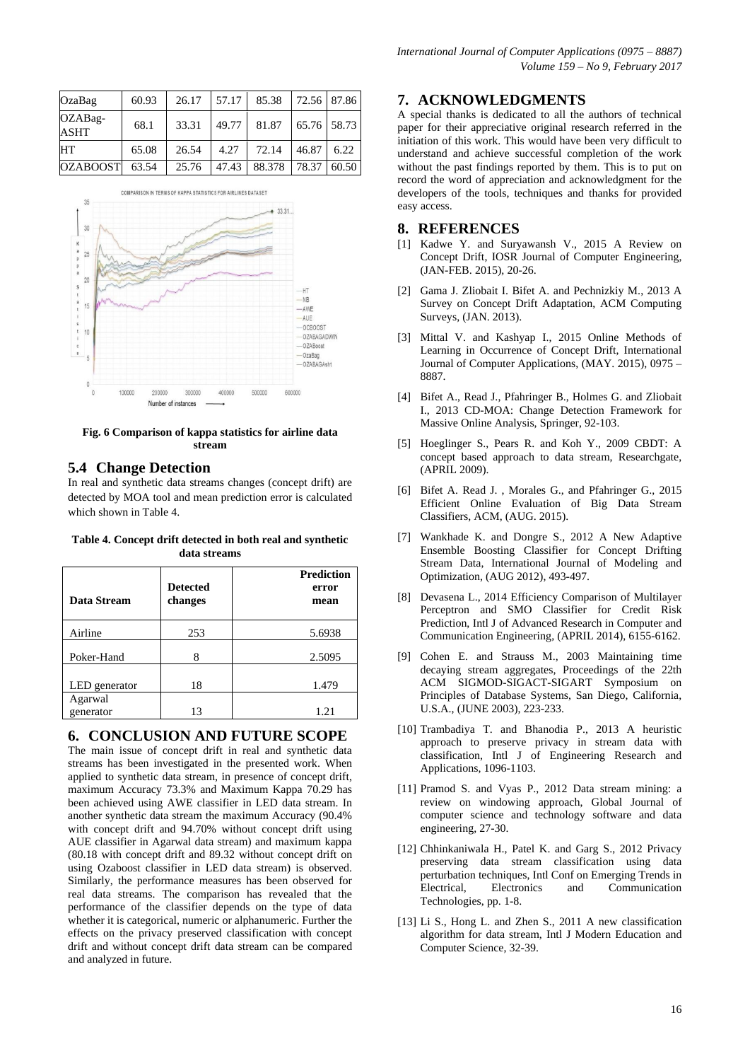| OzaBag | 60.93 | 26.17 | 57.17 | 85.38 | 72.56 | 87.86 |
|---|---|---|---|---|---|---|
| OZABag-ASHT | 68.1 | 33.31 | 49.77 | 81.87 | 65.76 | 58.73 |
| HT | 65.08 | 26.54 | 4.27 | 72.14 | 46.87 | 6.22 |
| OZABOOST | 63.54 | 25.76 | 47.43 | 88.378 | 78.37 | 60.50 |

**Fig. 6 Comparison of kappa statistics for airline data stream**

## 5.4 Change Detection

In real and synthetic data streams changes (concept drift) are detected by MOA tool and mean prediction error is calculated which shown in Table 4.

**Table 4. Concept drift detected in both real and synthetic data streams**

| Data Stream | Detected changes | Prediction error mean |
|---|---|---|
| Airline | 253 | 5.6938 |
| Poker-Hand | 8 | 2.5095 |
| LED generator | 18 | 1.479 |
| Agarwal generator | 13 | 1.21 |

# 6. CONCLUSION AND FUTURE SCOPE

The main issue of concept drift in real and synthetic data streams has been investigated in the presented work. When applied to synthetic data stream, in presence of concept drift, maximum Accuracy 73.3% and Maximum Kappa 70.29 has been achieved using AWE classifier in LED data stream. In another synthetic data stream the maximum Accuracy (90.4% with concept drift and 94.70% without concept drift using AUE classifier in Agarwal data stream) and maximum kappa (80.18 with concept drift and 89.32 without concept drift on using Ozaboost classifier in LED data stream) is observed. Similarly, the performance measures has been observed for real data streams. The comparison has revealed that the performance of the classifier depends on the type of data whether it is categorical, numeric or alphanumeric. Further the effects on the privacy preserved classification with concept drift and without concept drift data stream can be compared and analyzed in future.

# 7. ACKNOWLEDGMENTS

A special thanks is dedicated to all the authors of technical paper for their appreciative original research referred in the initiation of this work. This would have been very difficult to understand and achieve successful completion of the work without the past findings reported by them. This is to put on record the word of appreciation and acknowledgment for the developers of the tools, techniques and thanks for provided easy access.

# 8. REFERENCES

[1] Kadwe Y. and Suryawansh V., 2015 A Review on Concept Drift, IOSR Journal of Computer Engineering, (JAN-FEB. 2015), 20-26.

[2] Gama J. Zliobait I. Bifet A. and Pechnizkiy M., 2013 A Survey on Concept Drift Adaptation, ACM Computing Surveys, (JAN. 2013).

[3] Mittal V. and Kashyap I., 2015 Online Methods of Learning in Occurrence of Concept Drift, International Journal of Computer Applications, (MAY. 2015), 0975 – 8887.

[4] Bifet A., Read J., Pfahringer B., Holmes G. and Zliobait I., 2013 CD-MOA: Change Detection Framework for Massive Online Analysis, Springer, 92-103.

[5] Hoeglinger S., Pears R. and Koh Y., 2009 CBDT: A concept based approach to data stream, Researchgate, (APRIL 2009).

[6] Bifet A. Read J. , Morales G., and Pfahringer G., 2015 Efficient Online Evaluation of Big Data Stream Classifiers, ACM, (AUG. 2015).

[7] Wankhade K. and Dongre S., 2012 A New Adaptive Ensemble Boosting Classifier for Concept Drifting Stream Data, International Journal of Modeling and Optimization, (AUG 2012), 493-497.

[8] Devasena L., 2014 Efficiency Comparison of Multilayer Perceptron and SMO Classifier for Credit Risk Prediction, Intl J of Advanced Research in Computer and Communication Engineering, (APRIL 2014), 6155-6162.

[9] Cohen E. and Strauss M., 2003 Maintaining time decaying stream aggregates, Proceedings of the 22th ACM SIGMOD-SIGACT-SIGART Symposium on Principles of Database Systems, San Diego, California, U.S.A., (JUNE 2003), 223-233.

[10] Trambadiya T. and Bhanodia P., 2013 A heuristic approach to preserve privacy in stream data with classification, Intl J of Engineering Research and Applications, 1096-1103.

[11] Pramod S. and Vyas P., 2012 Data stream mining: a review on windowing approach, Global Journal of computer science and technology software and data engineering, 27-30.

[12] Chhinkaniwala H., Patel K. and Garg S., 2012 Privacy preserving data stream classification using data perturbation techniques, Intl Conf on Emerging Trends in Electrical, Electronics and Communication Technologies, pp. 1-8.

[13] Li S., Hong L. and Zhen S., 2011 A new classification algorithm for data stream, Intl J Modern Education and Computer Science, 32-39.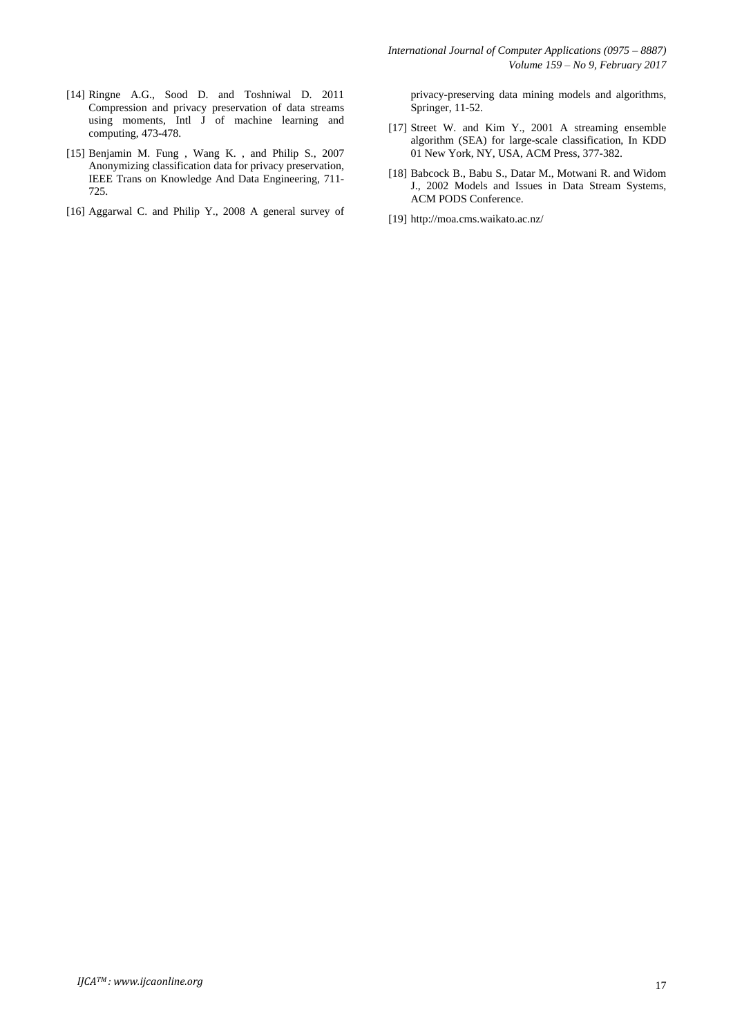[14] Ringne A.G., Sood D. and Toshniwal D. 2011 Compression and privacy preservation of data streams using moments, Intl J of machine learning and computing, 473-478.

[15] Benjamin M. Fung , Wang K. , and Philip S., 2007 Anonymizing classification data for privacy preservation, IEEE Trans on Knowledge And Data Engineering, 711-725.

[16] Aggarwal C. and Philip Y., 2008 A general survey of privacy-preserving data mining models and algorithms, Springer, 11-52.

[17] Street W. and Kim Y., 2001 A streaming ensemble algorithm (SEA) for large-scale classification, In KDD 01 New York, NY, USA, ACM Press, 377-382.

[18] Babcock B., Babu S., Datar M., Motwani R. and Widom J., 2002 Models and Issues in Data Stream Systems, ACM PODS Conference.

[19] http://moa.cms.waikato.ac.nz/